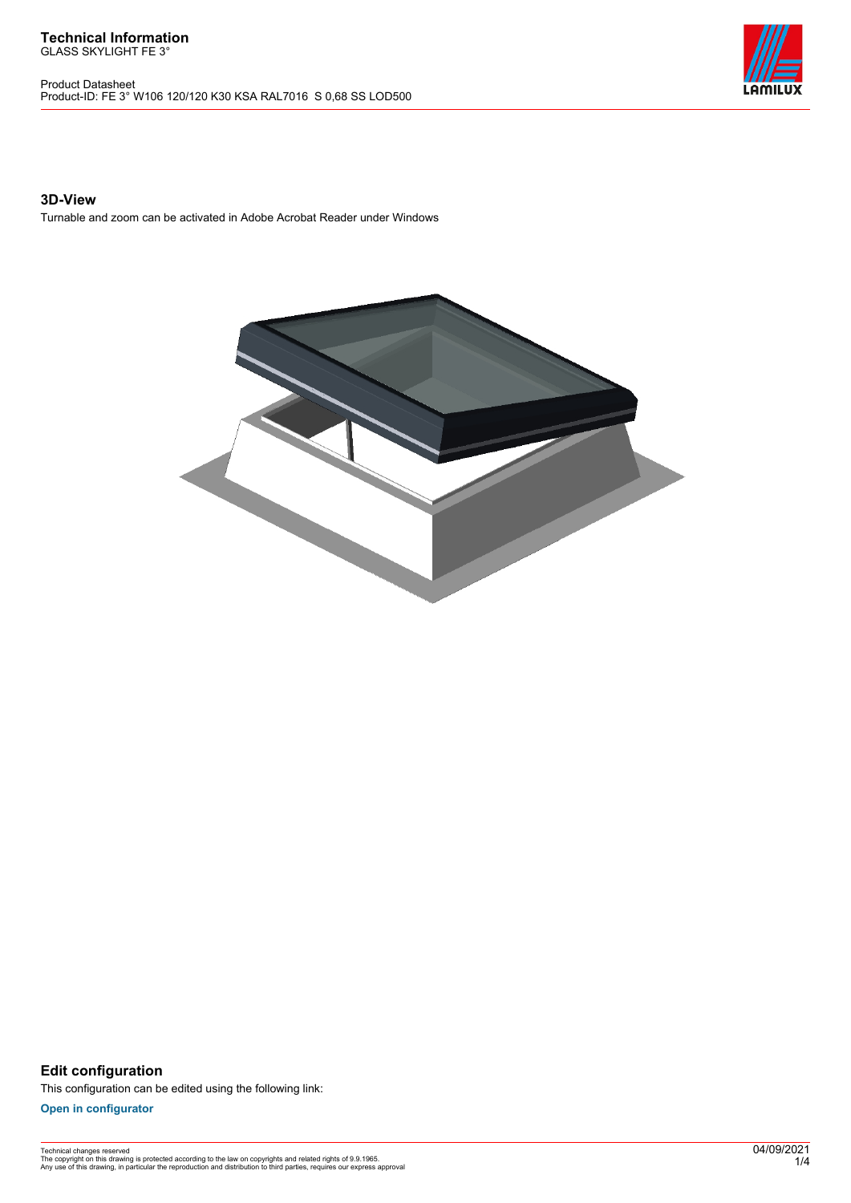# Technical Information

GLASS SKYLIGHT FE 3°

Product Datasheet
Product-ID: FE 3° W106 120/120 K30 KSA RAL7016 S 0,68 SS LOD500

## 3D-View

Turnable and zoom can be activated in Adobe Acrobat Reader under Windows

## Edit configuration

This configuration can be edited using the following link:

**Open in configurator**

Technical changes reserved
The copyright on this drawing is protected according to the law on copyrights and related rights of 9.9.1965.
Any use of this drawing, in particular the reproduction and distribution to third parties, requires our express approval

04/09/2021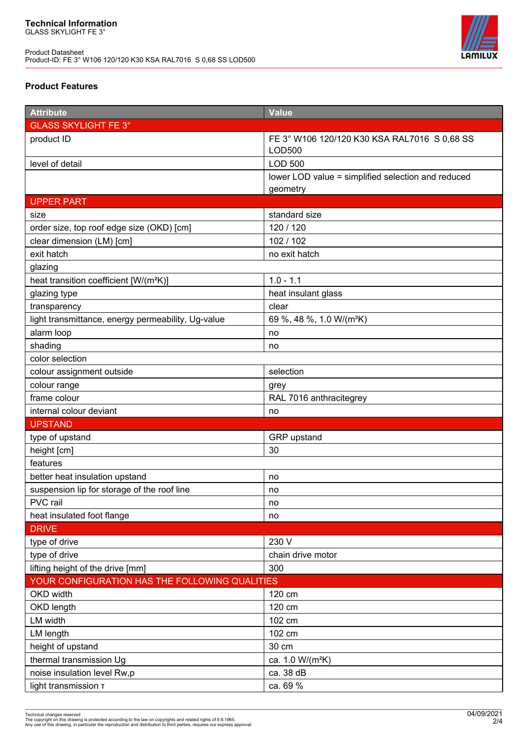Technical Information
GLASS SKYLIGHT FE 3°

Product Datasheet
Product-ID: FE 3° W106 120/120 K30 KSA RAL7016  S 0,68 SS LOD500

## Product Features

| Attribute | Value |
|---|---|
| GLASS SKYLIGHT FE 3° | |
| product ID | FE 3° W106 120/120 K30 KSA RAL7016  S 0,68 SS LOD500 |
| level of detail | LOD 500 |
| | lower LOD value = simplified selection and reduced geometry |
| UPPER PART | |
| size | standard size |
| order size, top roof edge size (OKD) [cm] | 120 / 120 |
| clear dimension (LM) [cm] | 102 / 102 |
| exit hatch | no exit hatch |
| glazing | |
| heat transition coefficient [W/(m²K)] | 1.0 - 1.1 |
| glazing type | heat insulant glass |
| transparency | clear |
| light transmittance, energy permeability, Ug-value | 69 %, 48 %, 1.0 W/(m²K) |
| alarm loop | no |
| shading | no |
| color selection | |
| colour assignment outside | selection |
| colour range | grey |
| frame colour | RAL 7016 anthracitegrey |
| internal colour deviant | no |
| UPSTAND | |
| type of upstand | GRP upstand |
| height [cm] | 30 |
| features | |
| better heat insulation upstand | no |
| suspension lip for storage of the roof line | no |
| PVC rail | no |
| heat insulated foot flange | no |
| DRIVE | |
| type of drive | 230 V |
| type of drive | chain drive motor |
| lifting height of the drive [mm] | 300 |
| YOUR CONFIGURATION HAS THE FOLLOWING QUALITIES | |
| OKD width | 120 cm |
| OKD length | 120 cm |
| LM width | 102 cm |
| LM length | 102 cm |
| height of upstand | 30 cm |
| thermal transmission Ug | ca. 1.0 W/(m²K) |
| noise insulation level Rw,p | ca. 38 dB |
| light transmission τ | ca. 69 % |

Technical changes reserved
The copyright on this drawing is protected according to the law on copyrights and related rights of 9.9.1965.
Any use of this drawing, in particular the reproduction and distribution to third parties, requires our express approval

04/09/2021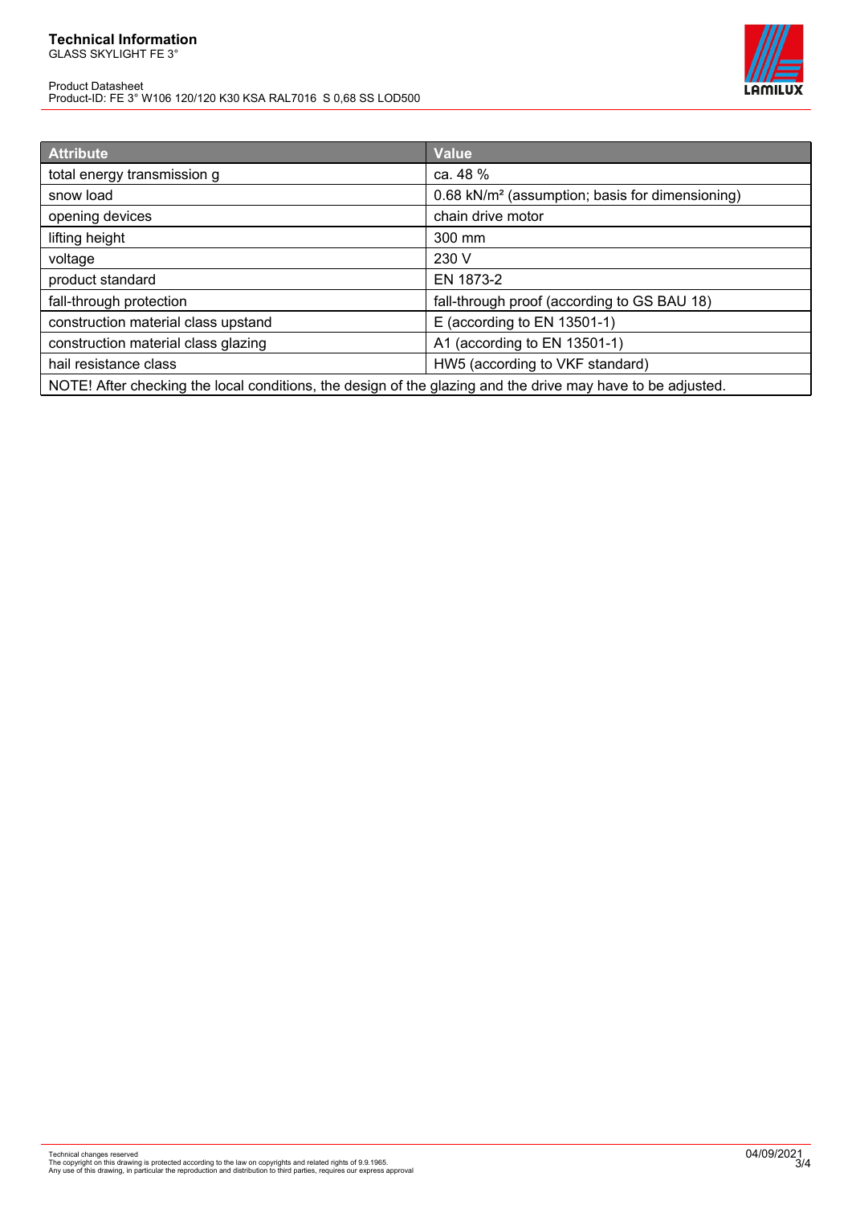| Attribute | Value |
| --- | --- |
| total energy transmission g | ca. 48 % |
| snow load | 0.68 kN/m² (assumption; basis for dimensioning) |
| opening devices | chain drive motor |
| lifting height | 300 mm |
| voltage | 230 V |
| product standard | EN 1873-2 |
| fall-through protection | fall-through proof (according to GS BAU 18) |
| construction material class upstand | E (according to EN 13501-1) |
| construction material class glazing | A1 (according to EN 13501-1) |
| hail resistance class | HW5 (according to VKF standard) |
| NOTE! After checking the local conditions, the design of the glazing and the drive may have to be adjusted. | |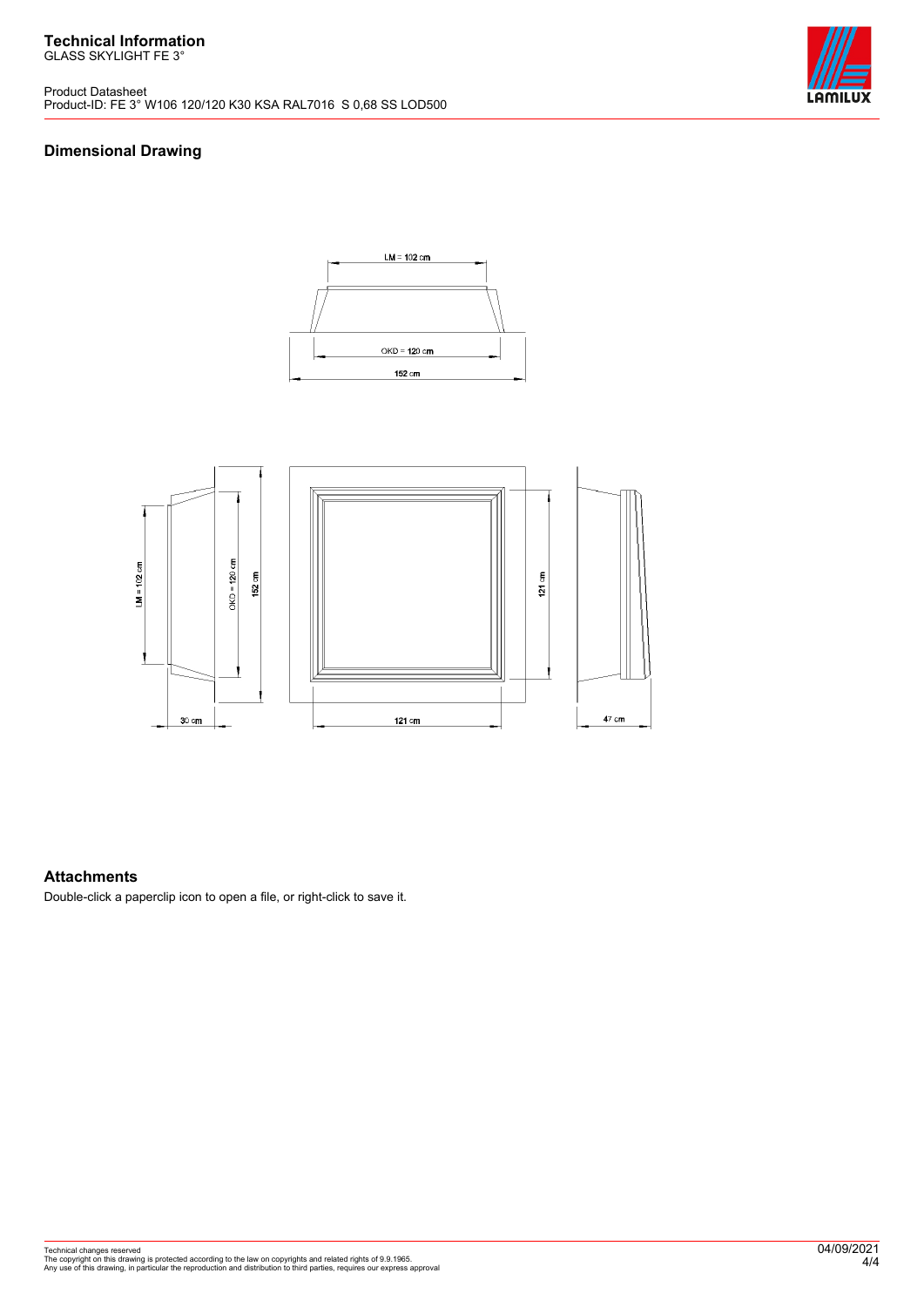# Technical Information

GLASS SKYLIGHT FE 3°

Product Datasheet
Product-ID: FE 3° W106 120/120 K30 KSA RAL7016 S 0,68 SS LOD500

## Dimensional Drawing

LM = 102 cm

OKD = 120 cm

152 cm

LM = 102 cm

OKD = 120 cm

152 cm

30 cm

121 cm

121 cm

47 cm

## Attachments

Double-click a paperclip icon to open a file, or right-click to save it.

Technical changes reserved
The copyright on this drawing is protected according to the law on copyrights and related rights of 9.9.1965.
Any use of this drawing, in particular the reproduction and distribution to third parties, requires our express approval

04/09/2021